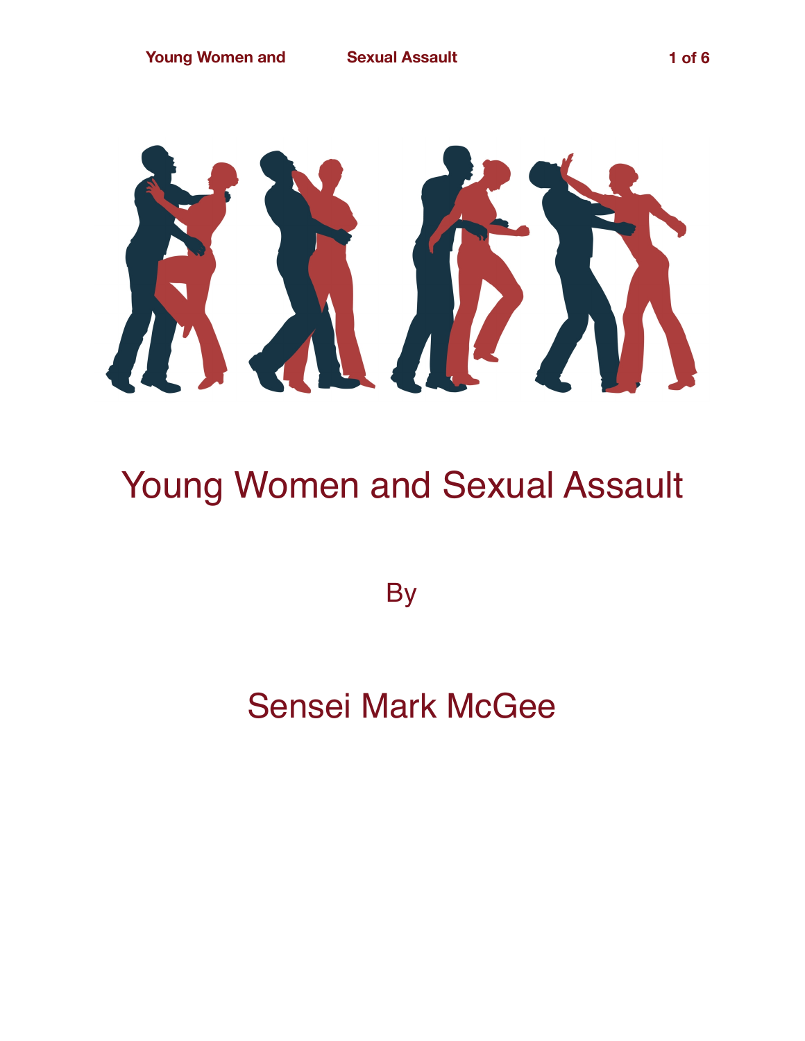# Young Women and Sexual Assault

By

Sensei Mark McGee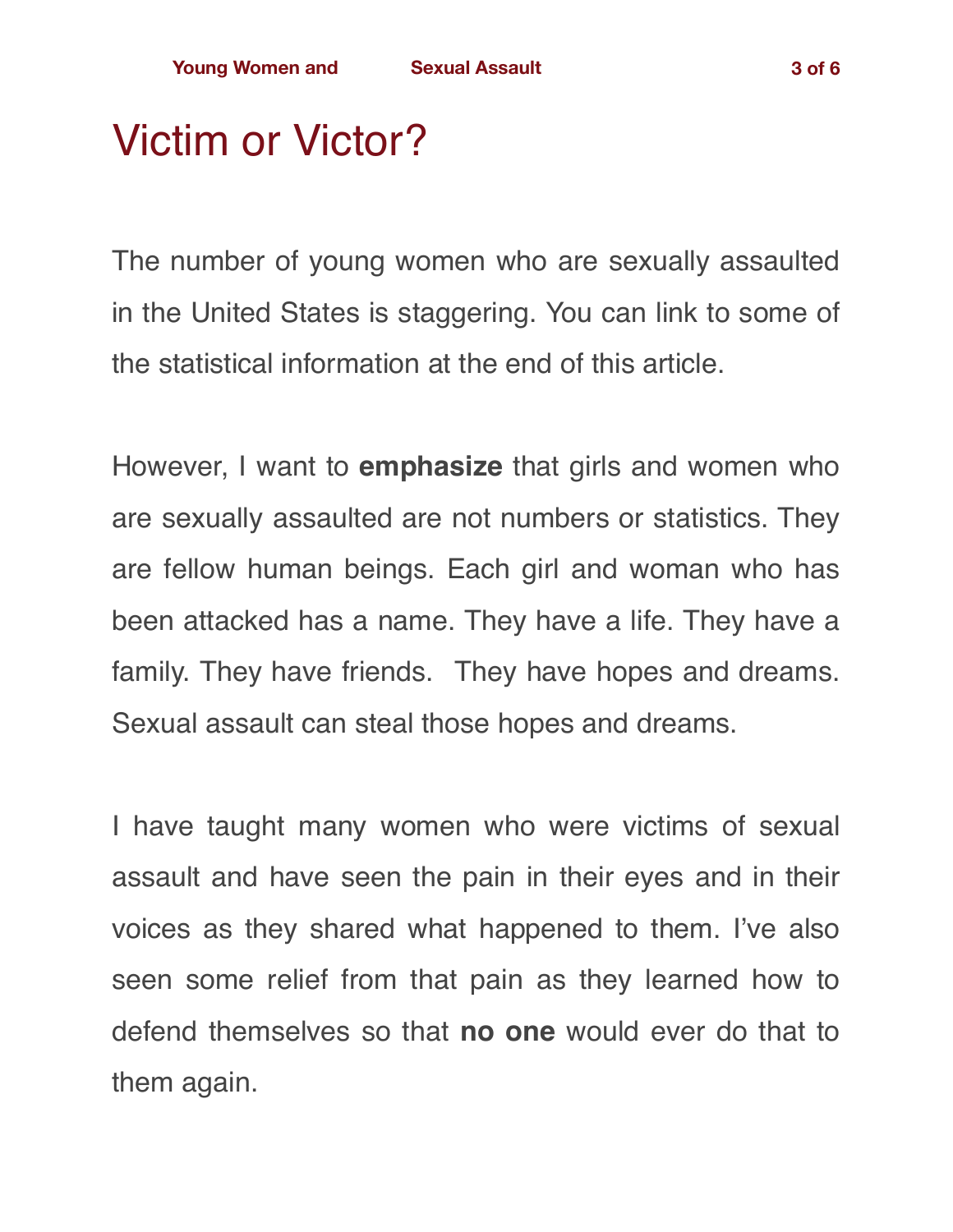# Victim or Victor?

The number of young women who are sexually assaulted in the United States is staggering. You can link to some of the statistical information at the end of this article.

However, I want to **emphasize** that girls and women who are sexually assaulted are not numbers or statistics. They are fellow human beings. Each girl and woman who has been attacked has a name. They have a life. They have a family. They have friends. They have hopes and dreams. Sexual assault can steal those hopes and dreams.

I have taught many women who were victims of sexual assault and have seen the pain in their eyes and in their voices as they shared what happened to them. I've also seen some relief from that pain as they learned how to defend themselves so that **no one** would ever do that to them again.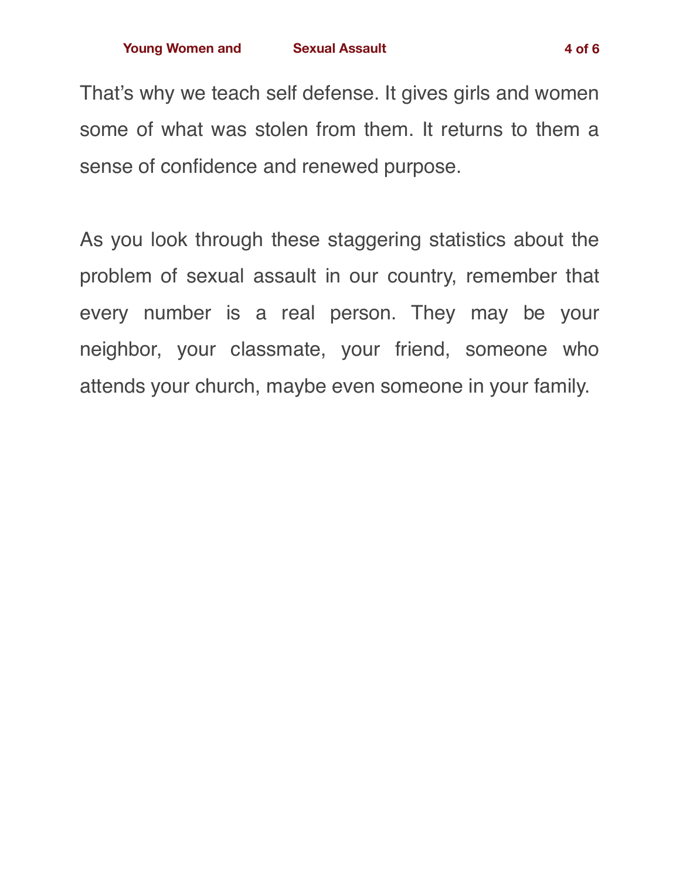That's why we teach self defense. It gives girls and women some of what was stolen from them. It returns to them a sense of confidence and renewed purpose.

As you look through these staggering statistics about the problem of sexual assault in our country, remember that every number is a real person. They may be your neighbor, your classmate, your friend, someone who attends your church, maybe even someone in your family.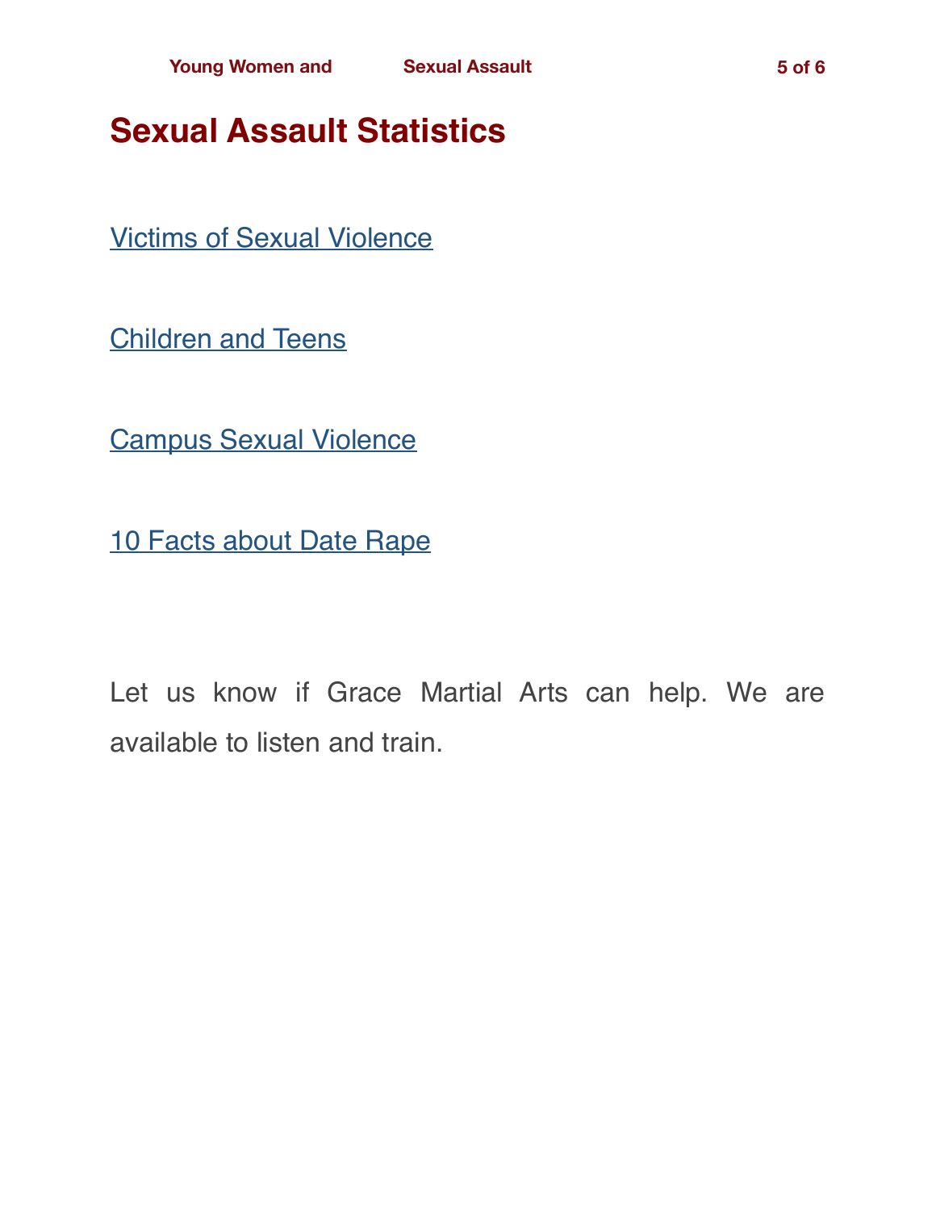# Sexual Assault Statistics

Victims of Sexual Violence

Children and Teens

Campus Sexual Violence

10 Facts about Date Rape

Let us know if Grace Martial Arts can help. We are available to listen and train.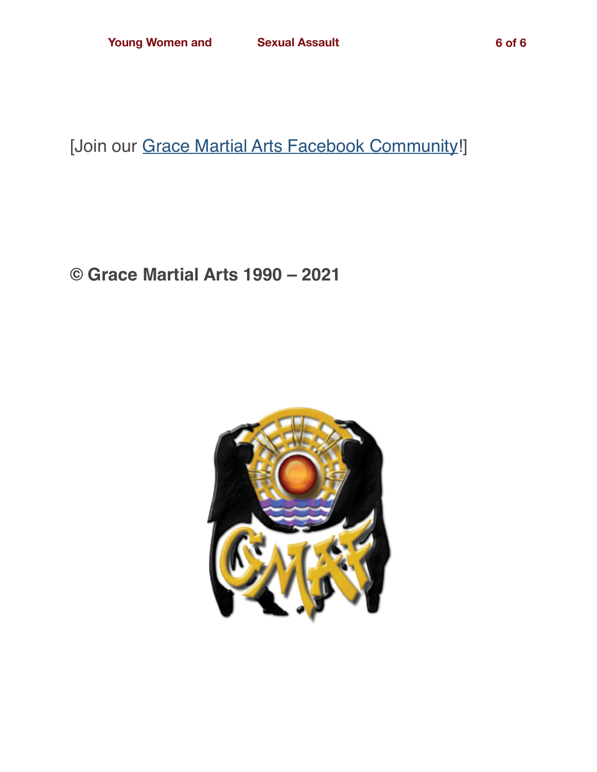[Join our Grace Martial Arts Facebook Community!]

**© Grace Martial Arts 1990 – 2021**